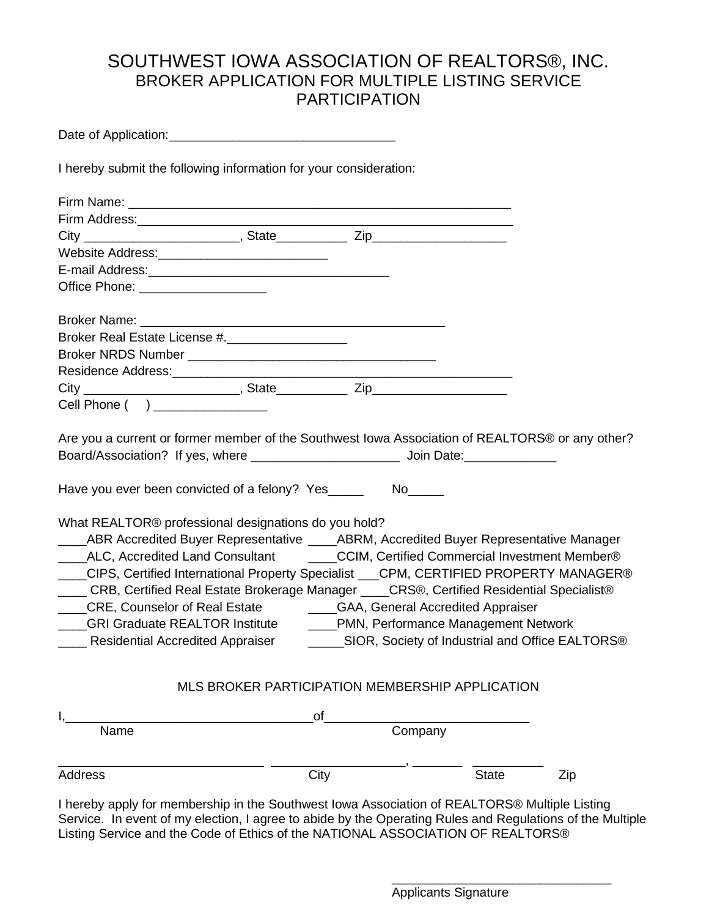# SOUTHWEST IOWA ASSOCIATION OF REALTORS®, INC.

## BROKER APPLICATION FOR MULTIPLE LISTING SERVICE PARTICIPATION

Date of Application:________________________________

I hereby submit the following information for your consideration:

Firm Name: _______________________________________________________
Firm Address:_____________________________________________________
City _____________________, State__________ Zip___________________
Website Address:_________________________
E-mail Address:__________________________________
Office Phone: __________________

Broker Name: ___________________________________________
Broker Real Estate License #._________________
Broker NRDS Number ____________________________________
Residence Address:_________________________________________________
City _____________________, State__________ Zip___________________
Cell Phone ( ) ________________

Are you a current or former member of the Southwest Iowa Association of REALTORS® or any other? Board/Association? If yes, where _____________________ Join Date:_____________

Have you ever been convicted of a felony? Yes_____ No_____

What REALTOR® professional designations do you hold?

____ABR Accredited Buyer Representative ____ABRM, Accredited Buyer Representative Manager
____ALC, Accredited Land Consultant ____CCIM, Certified Commercial Investment Member®
____CIPS, Certified International Property Specialist ___CPM, CERTIFIED PROPERTY MANAGER®
____ CRB, Certified Real Estate Brokerage Manager ____CRS®, Certified Residential Specialist®
____CRE, Counselor of Real Estate ____GAA, General Accredited Appraiser
____GRI Graduate REALTOR Institute ____PMN, Performance Management Network
____ Residential Accredited Appraiser _____SIOR, Society of Industrial and Office EALTORS®

### MLS BROKER PARTICIPATION MEMBERSHIP APPLICATION

I,__________________________________of____________________________
Name Company

_____________________________ __________________, _______ __________
Address City State Zip

I hereby apply for membership in the Southwest Iowa Association of REALTORS® Multiple Listing Service. In event of my election, I agree to abide by the Operating Rules and Regulations of the Multiple Listing Service and the Code of Ethics of the NATIONAL ASSOCIATION OF REALTORS®

______________________________
Applicants Signature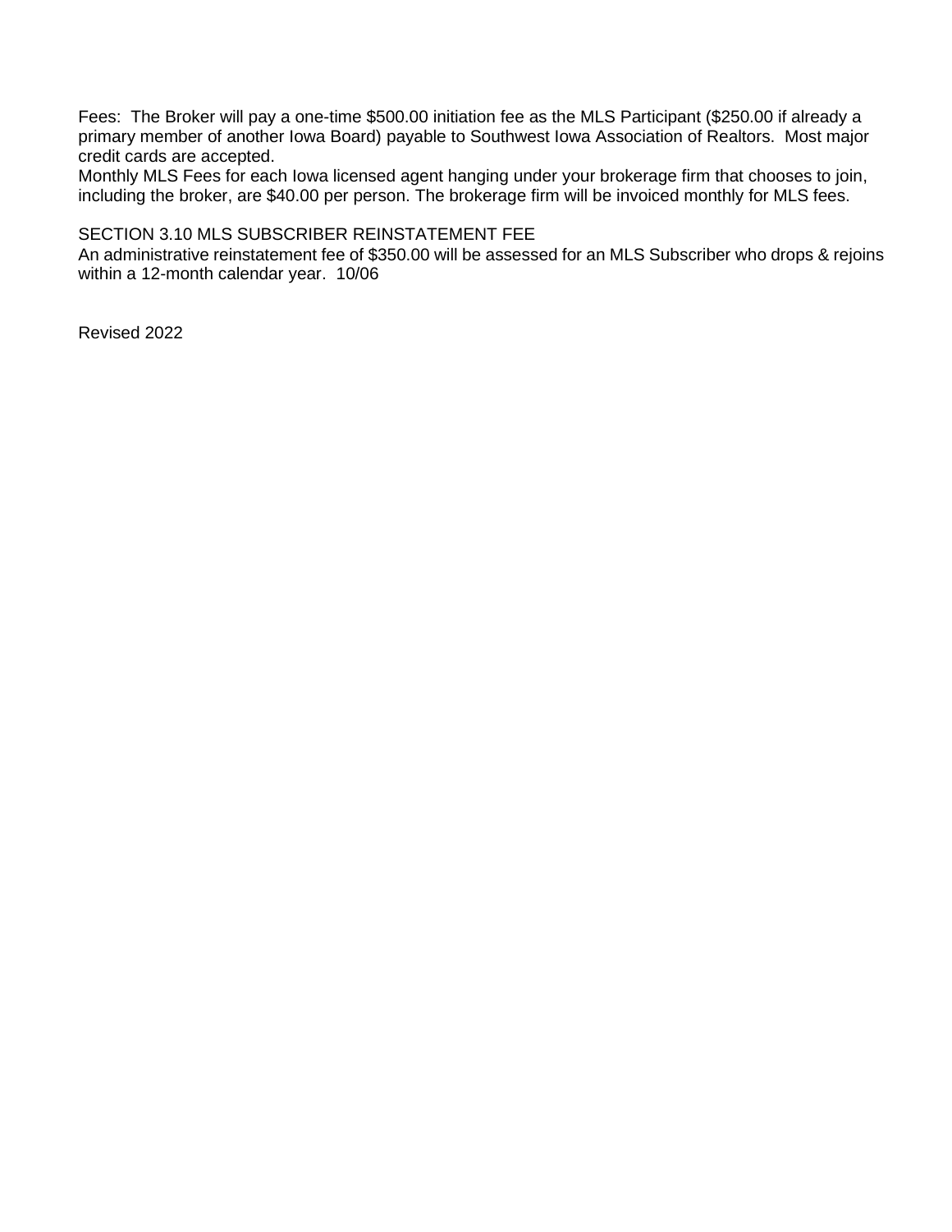Fees: The Broker will pay a one-time $500.00 initiation fee as the MLS Participant ($250.00 if already a primary member of another Iowa Board) payable to Southwest Iowa Association of Realtors. Most major credit cards are accepted.
Monthly MLS Fees for each Iowa licensed agent hanging under your brokerage firm that chooses to join, including the broker, are $40.00 per person. The brokerage firm will be invoiced monthly for MLS fees.

SECTION 3.10 MLS SUBSCRIBER REINSTATEMENT FEE
An administrative reinstatement fee of $350.00 will be assessed for an MLS Subscriber who drops & rejoins within a 12-month calendar year. 10/06

Revised 2022